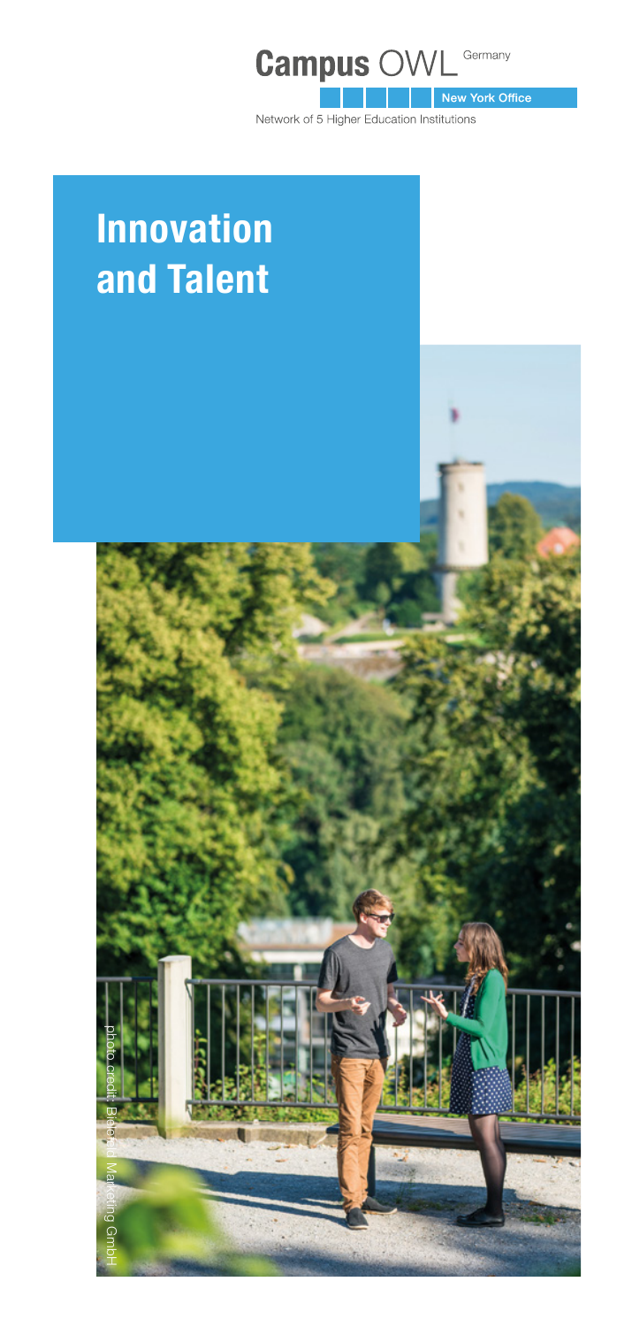**Campus** OWL Germany

New York Office

Network of 5 Higher Education Institutions

# Innovation and Talent

photo credit: Bielefeld Marketing GmbH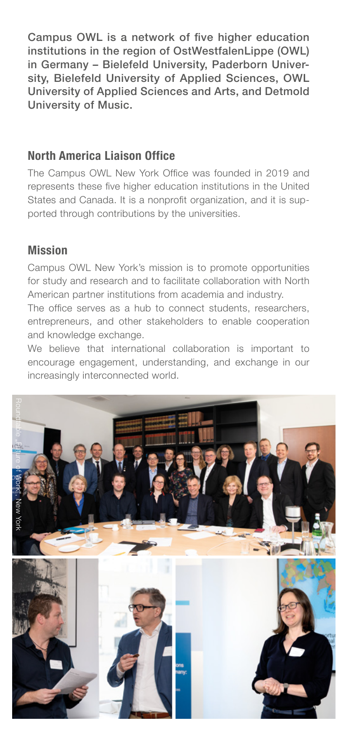**Campus OWL is a network of five higher education institutions in the region of OstWestfalenLippe (OWL) in Germany – Bielefeld University, Paderborn University, Bielefeld University of Applied Sciences, OWL University of Applied Sciences and Arts, and Detmold University of Music.**

## North America Liaison Office

The Campus OWL New York Office was founded in 2019 and represents these five higher education institutions in the United States and Canada. It is a nonprofit organization, and it is supported through contributions by the universities.

## Mission

Campus OWL New York's mission is to promote opportunities for study and research and to facilitate collaboration with North American partner institutions from academia and industry.

The office serves as a hub to connect students, researchers, entrepreneurs, and other stakeholders to enable cooperation and knowledge exchange.

We believe that international collaboration is important to encourage engagement, understanding, and exchange in our increasingly interconnected world.

Roundtable „Future of Work", New York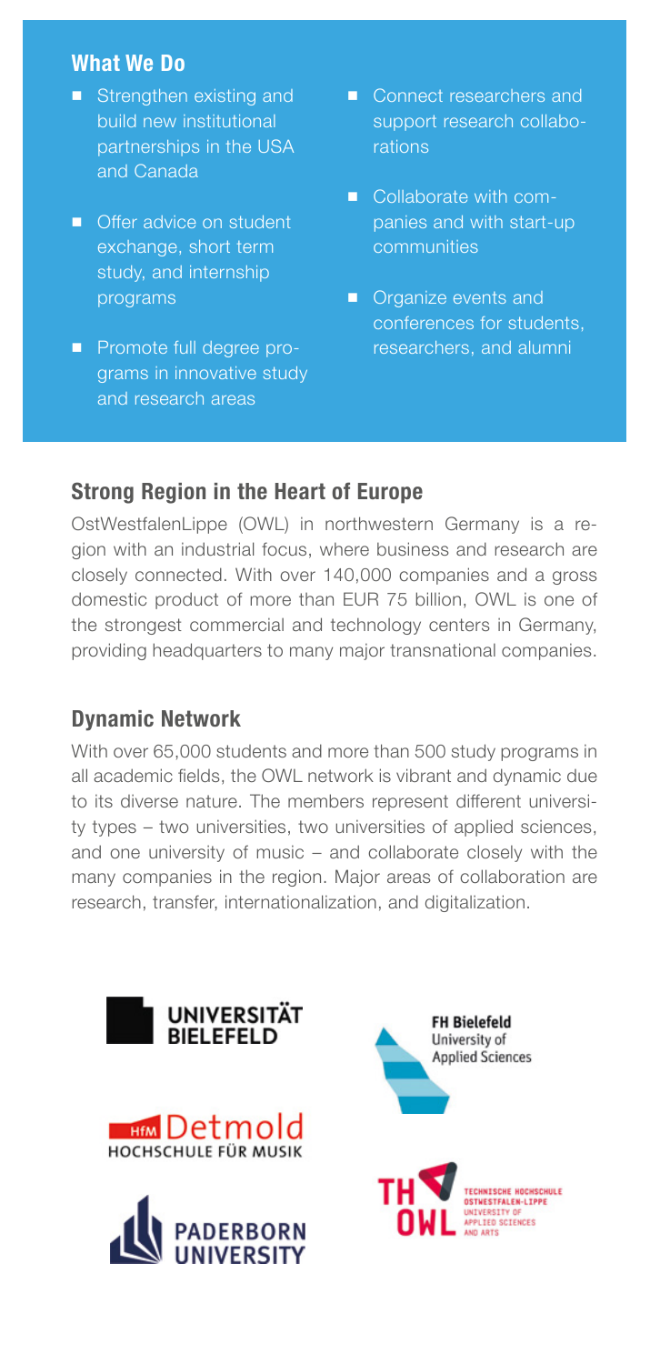## What We Do

- Strengthen existing and build new institutional partnerships in the USA and Canada
- Offer advice on student exchange, short term study, and internship programs
- Promote full degree programs in innovative study and research areas
- Connect researchers and support research collaborations
- Collaborate with companies and with start-up communities
- Organize events and conferences for students, researchers, and alumni

## Strong Region in the Heart of Europe

OstWestfalenLippe (OWL) in northwestern Germany is a region with an industrial focus, where business and research are closely connected. With over 140,000 companies and a gross domestic product of more than EUR 75 billion, OWL is one of the strongest commercial and technology centers in Germany, providing headquarters to many major transnational companies.

## Dynamic Network

With over 65,000 students and more than 500 study programs in all academic fields, the OWL network is vibrant and dynamic due to its diverse nature. The members represent different university types – two universities, two universities of applied sciences, and one university of music – and collaborate closely with the many companies in the region. Major areas of collaboration are research, transfer, internationalization, and digitalization.

UNIVERSITÄT BIELEFELD

FH Bielefeld University of Applied Sciences

HfM Detmold HOCHSCHULE FÜR MUSIK

PADERBORN UNIVERSITY

TH OWL TECHNISCHE HOCHSCHULE OSTWESTFALEN-LIPPE UNIVERSITY OF APPLIED SCIENCES AND ARTS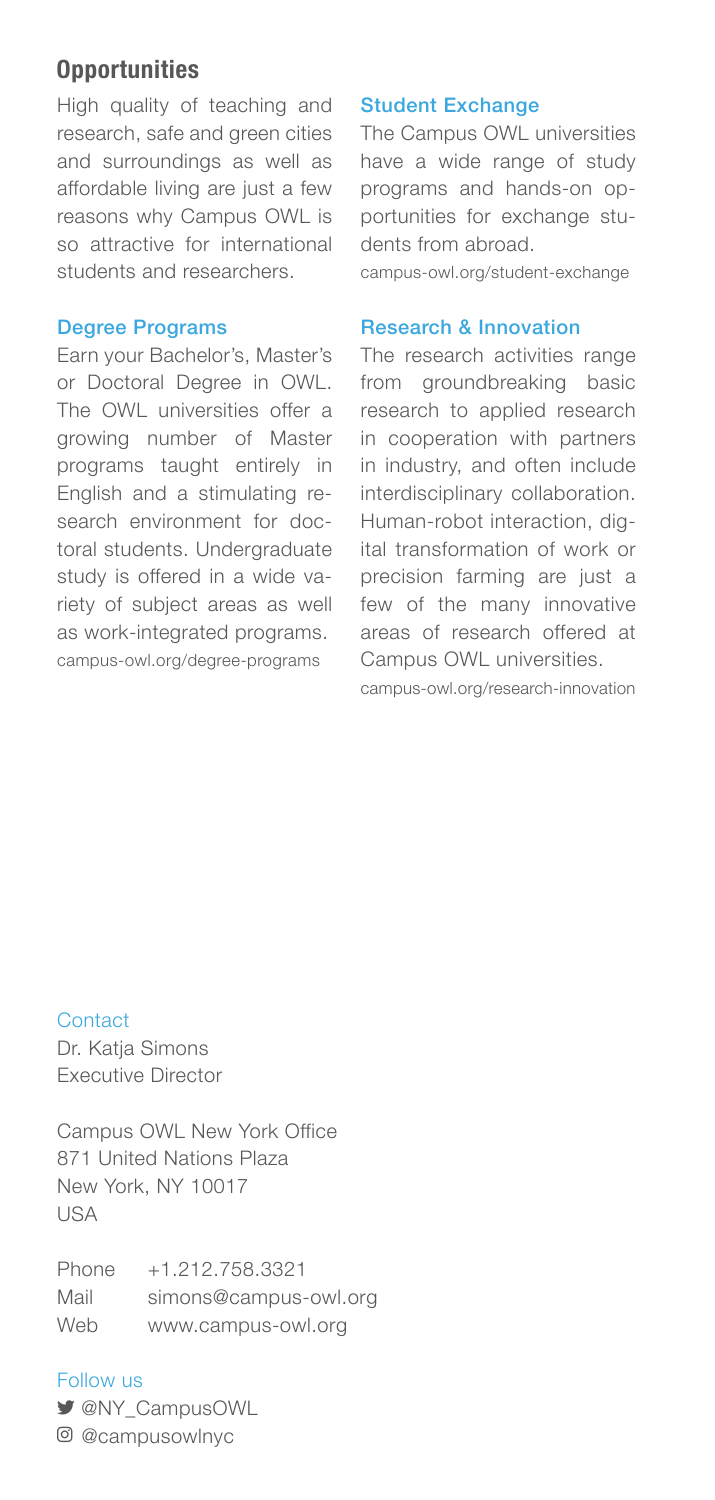## Opportunities

High quality of teaching and research, safe and green cities and surroundings as well as affordable living are just a few reasons why Campus OWL is so attractive for international students and researchers.

### Degree Programs

Earn your Bachelor's, Master's or Doctoral Degree in OWL. The OWL universities offer a growing number of Master programs taught entirely in English and a stimulating research environment for doctoral students. Undergraduate study is offered in a wide variety of subject areas as well as work-integrated programs.
campus-owl.org/degree-programs

### Student Exchange

The Campus OWL universities have a wide range of study programs and hands-on opportunities for exchange students from abroad.
campus-owl.org/student-exchange

### Research & Innovation

The research activities range from groundbreaking basic research to applied research in cooperation with partners in industry, and often include interdisciplinary collaboration. Human-robot interaction, digital transformation of work or precision farming are just a few of the many innovative areas of research offered at Campus OWL universities.
campus-owl.org/research-innovation

Contact

Dr. Katja Simons
Executive Director

Campus OWL New York Office
871 United Nations Plaza
New York, NY 10017
USA

Phone +1.212.758.3321
Mail simons@campus-owl.org
Web www.campus-owl.org

Follow us

@NY_CampusOWL
@campusowlnyc